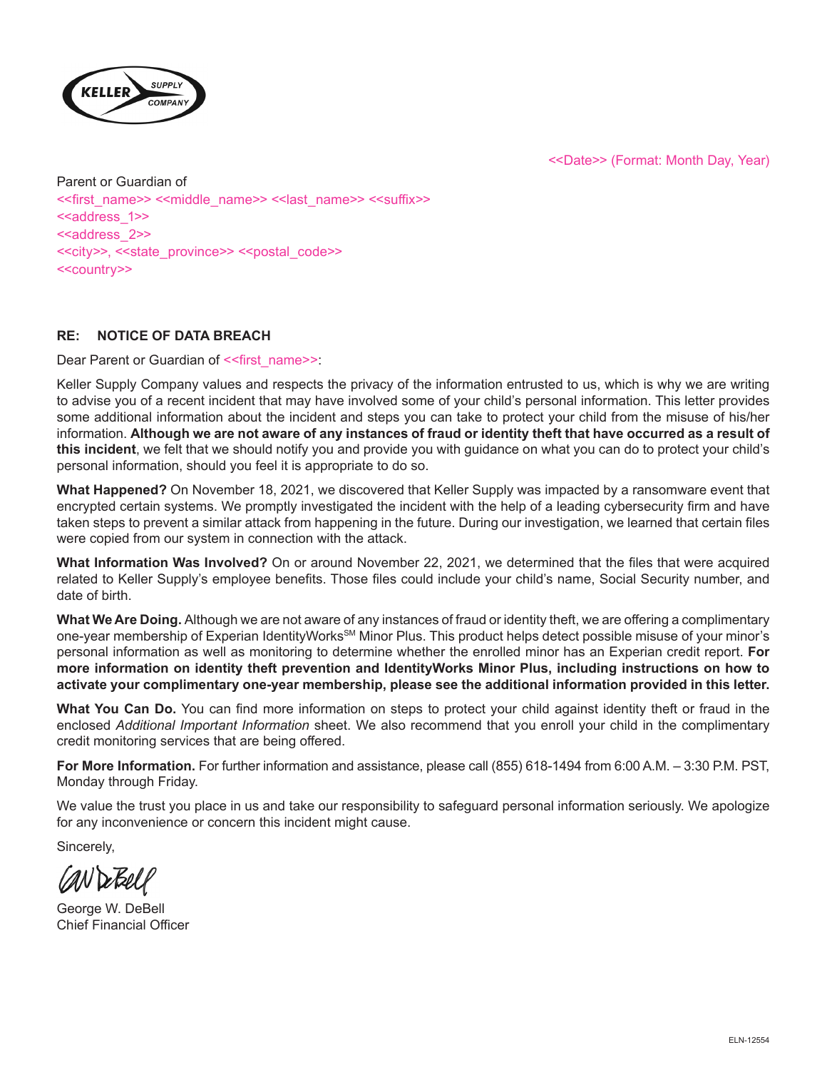KELLER SUPPLY COMPANY

<<Date>> (Format: Month Day, Year)

Parent or Guardian of
<<first_name>> <<middle_name>> <<last_name>> <<suffix>>
<<address_1>>
<<address_2>>
<<city>>, <<state_province>> <<postal_code>>
<<country>>

**RE: NOTICE OF DATA BREACH**

Dear Parent or Guardian of <<first_name>>:

Keller Supply Company values and respects the privacy of the information entrusted to us, which is why we are writing to advise you of a recent incident that may have involved some of your child's personal information. This letter provides some additional information about the incident and steps you can take to protect your child from the misuse of his/her information. **Although we are not aware of any instances of fraud or identity theft that have occurred as a result of this incident**, we felt that we should notify you and provide you with guidance on what you can do to protect your child's personal information, should you feel it is appropriate to do so.

**What Happened?** On November 18, 2021, we discovered that Keller Supply was impacted by a ransomware event that encrypted certain systems. We promptly investigated the incident with the help of a leading cybersecurity firm and have taken steps to prevent a similar attack from happening in the future. During our investigation, we learned that certain files were copied from our system in connection with the attack.

**What Information Was Involved?** On or around November 22, 2021, we determined that the files that were acquired related to Keller Supply's employee benefits. Those files could include your child's name, Social Security number, and date of birth.

**What We Are Doing.** Although we are not aware of any instances of fraud or identity theft, we are offering a complimentary one-year membership of Experian IdentityWorks℠ Minor Plus. This product helps detect possible misuse of your minor's personal information as well as monitoring to determine whether the enrolled minor has an Experian credit report. **For more information on identity theft prevention and IdentityWorks Minor Plus, including instructions on how to activate your complimentary one-year membership, please see the additional information provided in this letter.**

**What You Can Do.** You can find more information on steps to protect your child against identity theft or fraud in the enclosed *Additional Important Information* sheet. We also recommend that you enroll your child in the complimentary credit monitoring services that are being offered.

**For More Information.** For further information and assistance, please call (855) 618-1494 from 6:00 A.M. – 3:30 P.M. PST, Monday through Friday.

We value the trust you place in us and take our responsibility to safeguard personal information seriously. We apologize for any inconvenience or concern this incident might cause.

Sincerely,

George W. DeBell
Chief Financial Officer

ELN-12554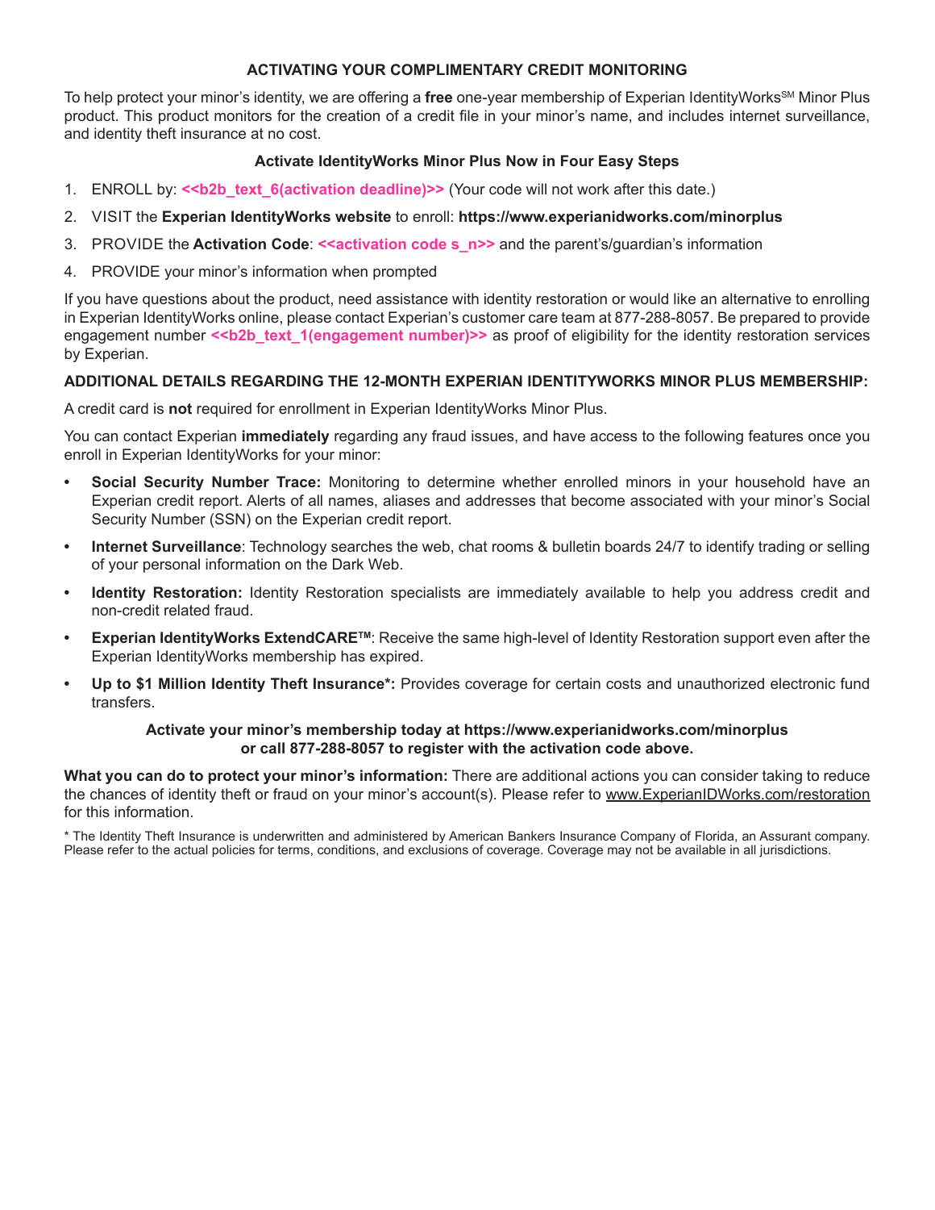## ACTIVATING YOUR COMPLIMENTARY CREDIT MONITORING

To help protect your minor's identity, we are offering a **free** one-year membership of Experian IdentityWorks℠ Minor Plus product. This product monitors for the creation of a credit file in your minor's name, and includes internet surveillance, and identity theft insurance at no cost.

### Activate IdentityWorks Minor Plus Now in Four Easy Steps

1. ENROLL by: **<<b2b_text_6(activation deadline)>>** (Your code will not work after this date.)
2. VISIT the **Experian IdentityWorks website** to enroll: **https://www.experianidworks.com/minorplus**
3. PROVIDE the **Activation Code**: **<<activation code s_n>>** and the parent's/guardian's information
4. PROVIDE your minor's information when prompted

If you have questions about the product, need assistance with identity restoration or would like an alternative to enrolling in Experian IdentityWorks online, please contact Experian's customer care team at 877-288-8057. Be prepared to provide engagement number **<<b2b_text_1(engagement number)>>** as proof of eligibility for the identity restoration services by Experian.

### ADDITIONAL DETAILS REGARDING THE 12-MONTH EXPERIAN IDENTITYWORKS MINOR PLUS MEMBERSHIP:

A credit card is **not** required for enrollment in Experian IdentityWorks Minor Plus.

You can contact Experian **immediately** regarding any fraud issues, and have access to the following features once you enroll in Experian IdentityWorks for your minor:

- **Social Security Number Trace:** Monitoring to determine whether enrolled minors in your household have an Experian credit report. Alerts of all names, aliases and addresses that become associated with your minor's Social Security Number (SSN) on the Experian credit report.
- **Internet Surveillance**: Technology searches the web, chat rooms & bulletin boards 24/7 to identify trading or selling of your personal information on the Dark Web.
- **Identity Restoration:** Identity Restoration specialists are immediately available to help you address credit and non-credit related fraud.
- **Experian IdentityWorks ExtendCARE™**: Receive the same high-level of Identity Restoration support even after the Experian IdentityWorks membership has expired.
- **Up to $1 Million Identity Theft Insurance*:** Provides coverage for certain costs and unauthorized electronic fund transfers.

**Activate your minor's membership today at https://www.experianidworks.com/minorplus or call 877-288-8057 to register with the activation code above.**

**What you can do to protect your minor's information:** There are additional actions you can consider taking to reduce the chances of identity theft or fraud on your minor's account(s). Please refer to www.ExperianIDWorks.com/restoration for this information.

* The Identity Theft Insurance is underwritten and administered by American Bankers Insurance Company of Florida, an Assurant company. Please refer to the actual policies for terms, conditions, and exclusions of coverage. Coverage may not be available in all jurisdictions.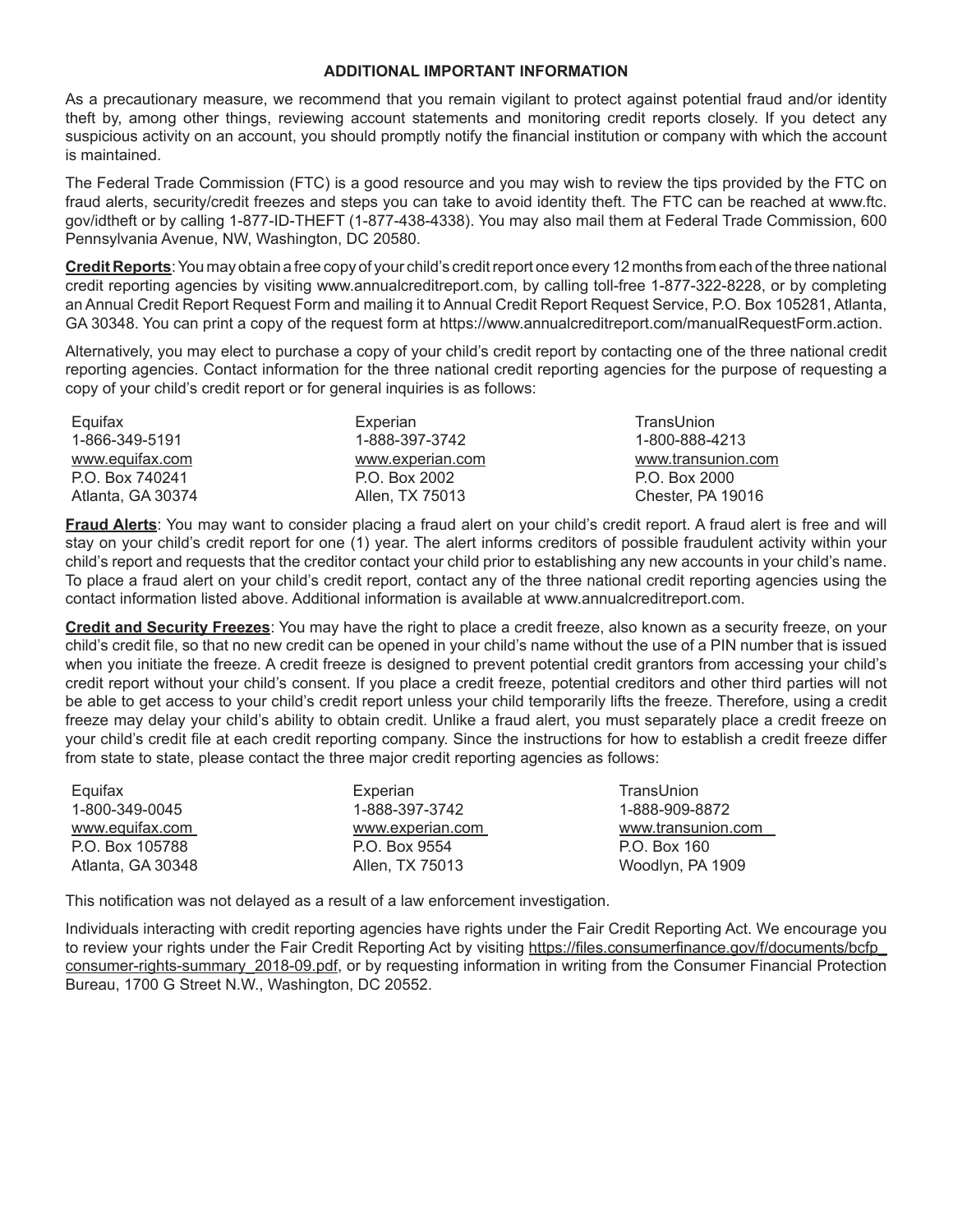**ADDITIONAL IMPORTANT INFORMATION**

As a precautionary measure, we recommend that you remain vigilant to protect against potential fraud and/or identity theft by, among other things, reviewing account statements and monitoring credit reports closely. If you detect any suspicious activity on an account, you should promptly notify the financial institution or company with which the account is maintained.

The Federal Trade Commission (FTC) is a good resource and you may wish to review the tips provided by the FTC on fraud alerts, security/credit freezes and steps you can take to avoid identity theft. The FTC can be reached at www.ftc.gov/idtheft or by calling 1-877-ID-THEFT (1-877-438-4338). You may also mail them at Federal Trade Commission, 600 Pennsylvania Avenue, NW, Washington, DC 20580.

**Credit Reports**: You may obtain a free copy of your child's credit report once every 12 months from each of the three national credit reporting agencies by visiting www.annualcreditreport.com, by calling toll-free 1-877-322-8228, or by completing an Annual Credit Report Request Form and mailing it to Annual Credit Report Request Service, P.O. Box 105281, Atlanta, GA 30348. You can print a copy of the request form at https://www.annualcreditreport.com/manualRequestForm.action.

Alternatively, you may elect to purchase a copy of your child's credit report by contacting one of the three national credit reporting agencies. Contact information for the three national credit reporting agencies for the purpose of requesting a copy of your child's credit report or for general inquiries is as follows:

| | | |
|---|---|---|
| Equifax | Experian | TransUnion |
| 1-866-349-5191 | 1-888-397-3742 | 1-800-888-4213 |
| www.equifax.com | www.experian.com | www.transunion.com |
| P.O. Box 740241 | P.O. Box 2002 | P.O. Box 2000 |
| Atlanta, GA 30374 | Allen, TX 75013 | Chester, PA 19016 |

**Fraud Alerts**: You may want to consider placing a fraud alert on your child's credit report. A fraud alert is free and will stay on your child's credit report for one (1) year. The alert informs creditors of possible fraudulent activity within your child's report and requests that the creditor contact your child prior to establishing any new accounts in your child's name. To place a fraud alert on your child's credit report, contact any of the three national credit reporting agencies using the contact information listed above. Additional information is available at www.annualcreditreport.com.

**Credit and Security Freezes**: You may have the right to place a credit freeze, also known as a security freeze, on your child's credit file, so that no new credit can be opened in your child's name without the use of a PIN number that is issued when you initiate the freeze. A credit freeze is designed to prevent potential credit grantors from accessing your child's credit report without your child's consent. If you place a credit freeze, potential creditors and other third parties will not be able to get access to your child's credit report unless your child temporarily lifts the freeze. Therefore, using a credit freeze may delay your child's ability to obtain credit. Unlike a fraud alert, you must separately place a credit freeze on your child's credit file at each credit reporting company. Since the instructions for how to establish a credit freeze differ from state to state, please contact the three major credit reporting agencies as follows:

| | | |
|---|---|---|
| Equifax | Experian | TransUnion |
| 1-800-349-0045 | 1-888-397-3742 | 1-888-909-8872 |
| www.equifax.com | www.experian.com | www.transunion.com |
| P.O. Box 105788 | P.O. Box 9554 | P.O. Box 160 |
| Atlanta, GA 30348 | Allen, TX 75013 | Woodlyn, PA 1909 |

This notification was not delayed as a result of a law enforcement investigation.

Individuals interacting with credit reporting agencies have rights under the Fair Credit Reporting Act. We encourage you to review your rights under the Fair Credit Reporting Act by visiting https://files.consumerfinance.gov/f/documents/bcfp_consumer-rights-summary_2018-09.pdf, or by requesting information in writing from the Consumer Financial Protection Bureau, 1700 G Street N.W., Washington, DC 20552.